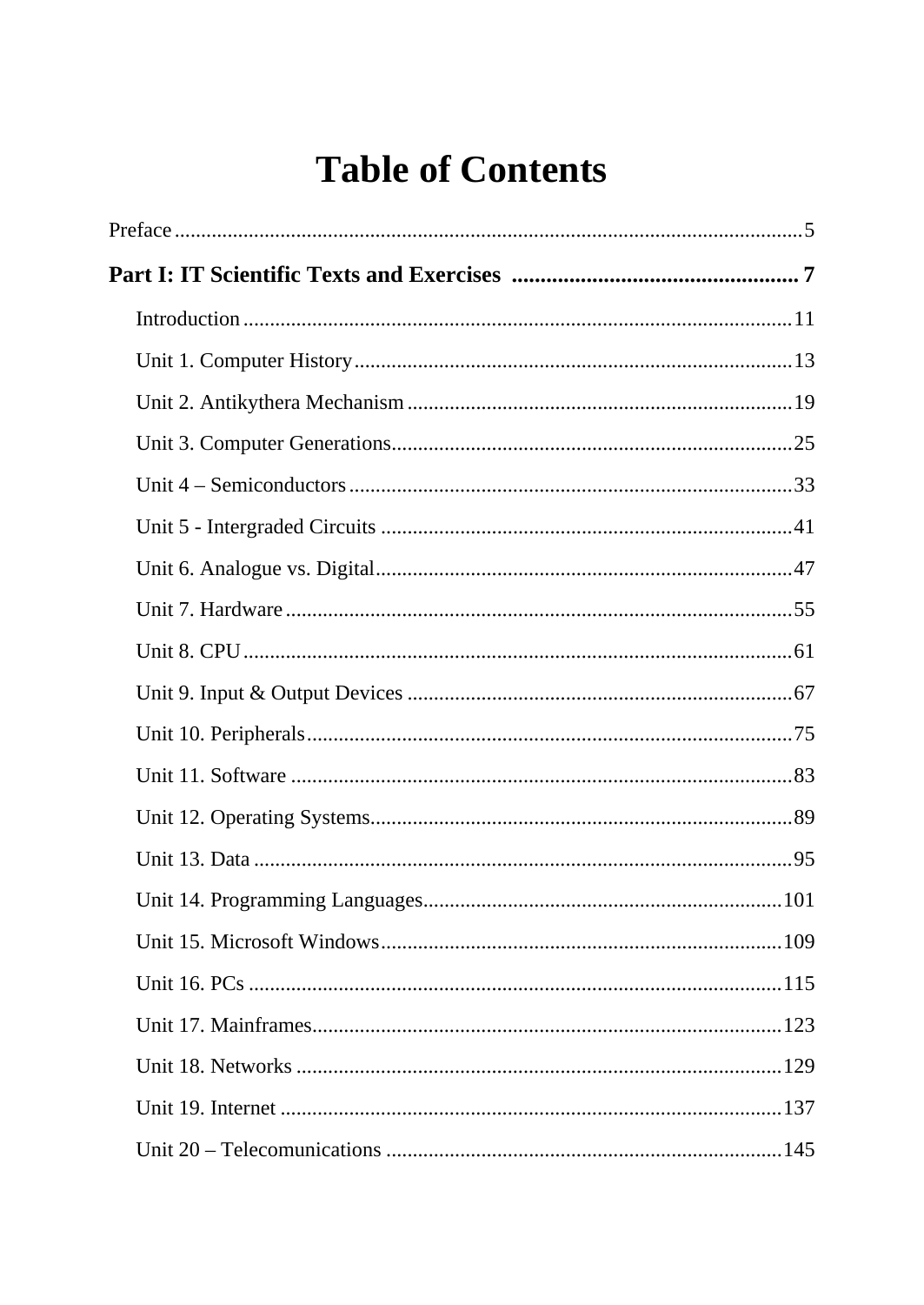# Table of Contents

Preface ........................................................................................................................ 5

**Part I: IT Scientific Texts and Exercises ................................................... 7**

- Introduction ........................................................................................................ 11
- Unit 1. Computer History .................................................................................. 13
- Unit 2. Antikythera Mechanism ........................................................................ 19
- Unit 3. Computer Generations ........................................................................... 25
- Unit 4 – Semiconductors .................................................................................... 33
- Unit 5 - Intergraded Circuits ............................................................................. 41
- Unit 6. Analogue vs. Digital .............................................................................. 47
- Unit 7. Hardware ............................................................................................... 55
- Unit 8. CPU ........................................................................................................ 61
- Unit 9. Input & Output Devices ........................................................................ 67
- Unit 10. Peripherals ........................................................................................... 75
- Unit 11. Software .............................................................................................. 83
- Unit 12. Operating Systems ............................................................................... 89
- Unit 13. Data ...................................................................................................... 95
- Unit 14. Programming Languages .................................................................... 101
- Unit 15. Microsoft Windows ............................................................................ 109
- Unit 16. PCs ..................................................................................................... 115
- Unit 17. Mainframes ......................................................................................... 123
- Unit 18. Networks ............................................................................................ 129
- Unit 19. Internet ............................................................................................... 137
- Unit 20 – Telecomunications ........................................................................... 145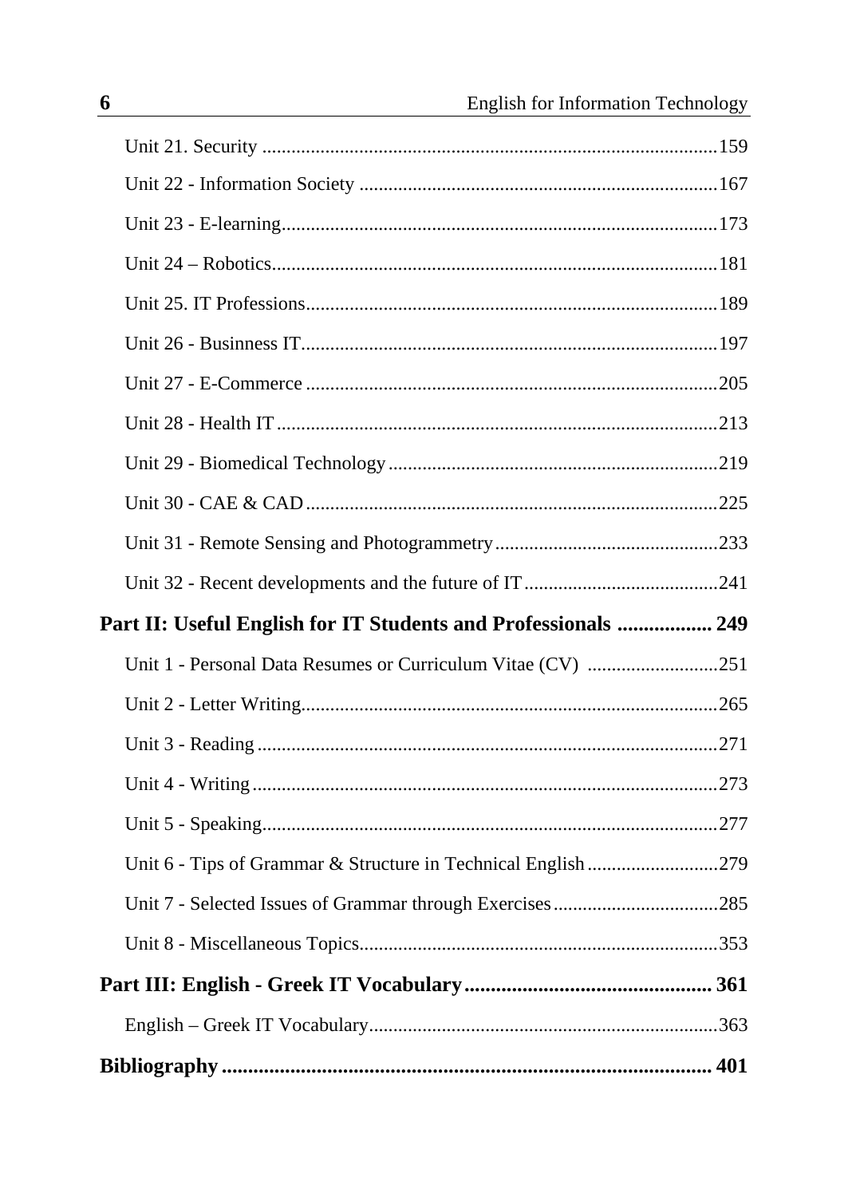Unit 21. Security ............................................................................................159

Unit 22 - Information Society .........................................................................167

Unit 23 - E-learning.........................................................................................173

Unit 24 – Robotics...........................................................................................181

Unit 25. IT Professions....................................................................................189

Unit 26 - Businness IT.....................................................................................197

Unit 27 - E-Commerce ....................................................................................205

Unit 28 - Health IT..........................................................................................213

Unit 29 - Biomedical Technology ...................................................................219

Unit 30 - CAE & CAD ....................................................................................225

Unit 31 - Remote Sensing and Photogrammetry..............................................233

Unit 32 - Recent developments and the future of IT........................................241

**Part II: Useful English for IT Students and Professionals ................. 249**

Unit 1 - Personal Data Resumes or Curriculum Vitae (CV) ...........................251

Unit 2 - Letter Writing.....................................................................................265

Unit 3 - Reading ..............................................................................................271

Unit 4 - Writing ...............................................................................................273

Unit 5 - Speaking.............................................................................................277

Unit 6 - Tips of Grammar & Structure in Technical English...........................279

Unit 7 - Selected Issues of Grammar through Exercises..................................285

Unit 8 - Miscellaneous Topics.........................................................................353

**Part III: English - Greek IT Vocabulary............................................... 361**

English – Greek IT Vocabulary.......................................................................363

**Bibliography ............................................................................................. 401**